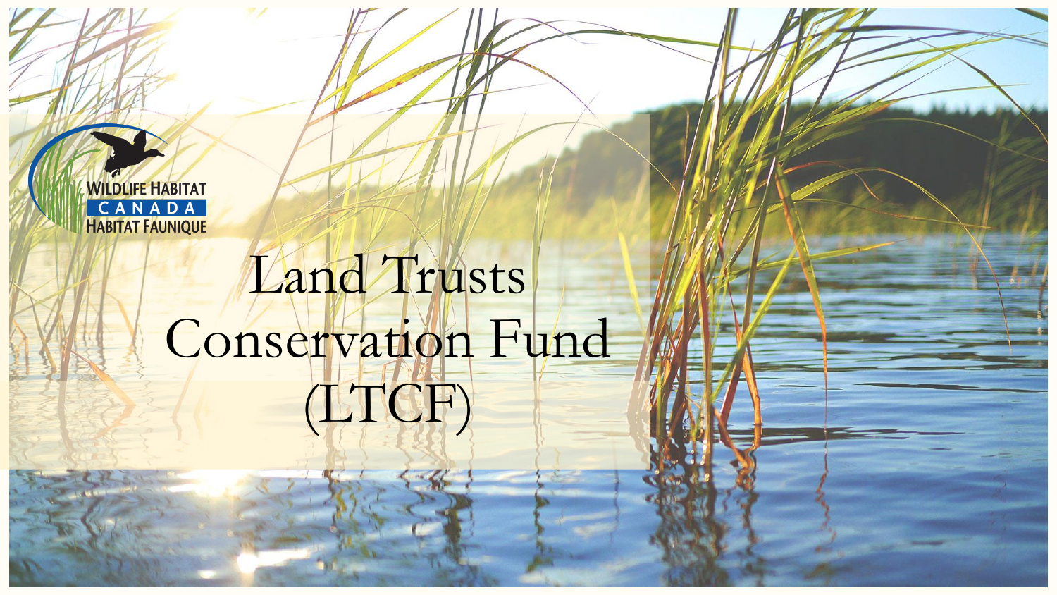Wildlife Habitat Canada
Habitat Faunique

# Land Trusts Conservation Fund (LTCF)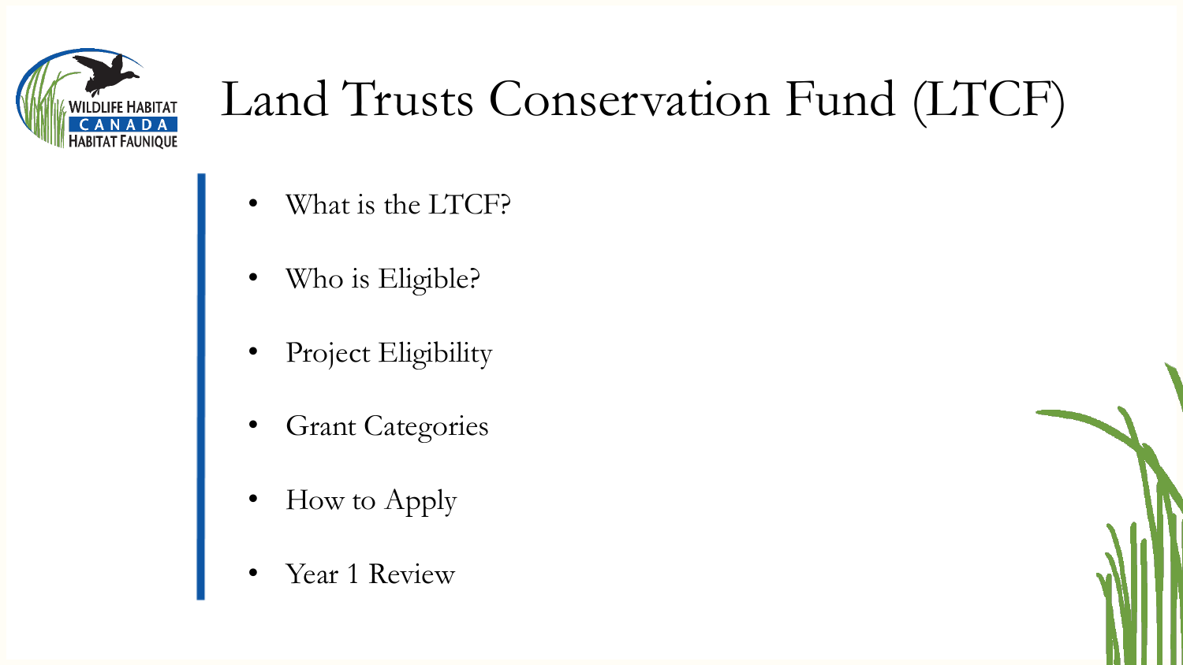# Land Trusts Conservation Fund (LTCF)

- What is the LTCF?
- Who is Eligible?
- Project Eligibility
- Grant Categories
- How to Apply
- Year 1 Review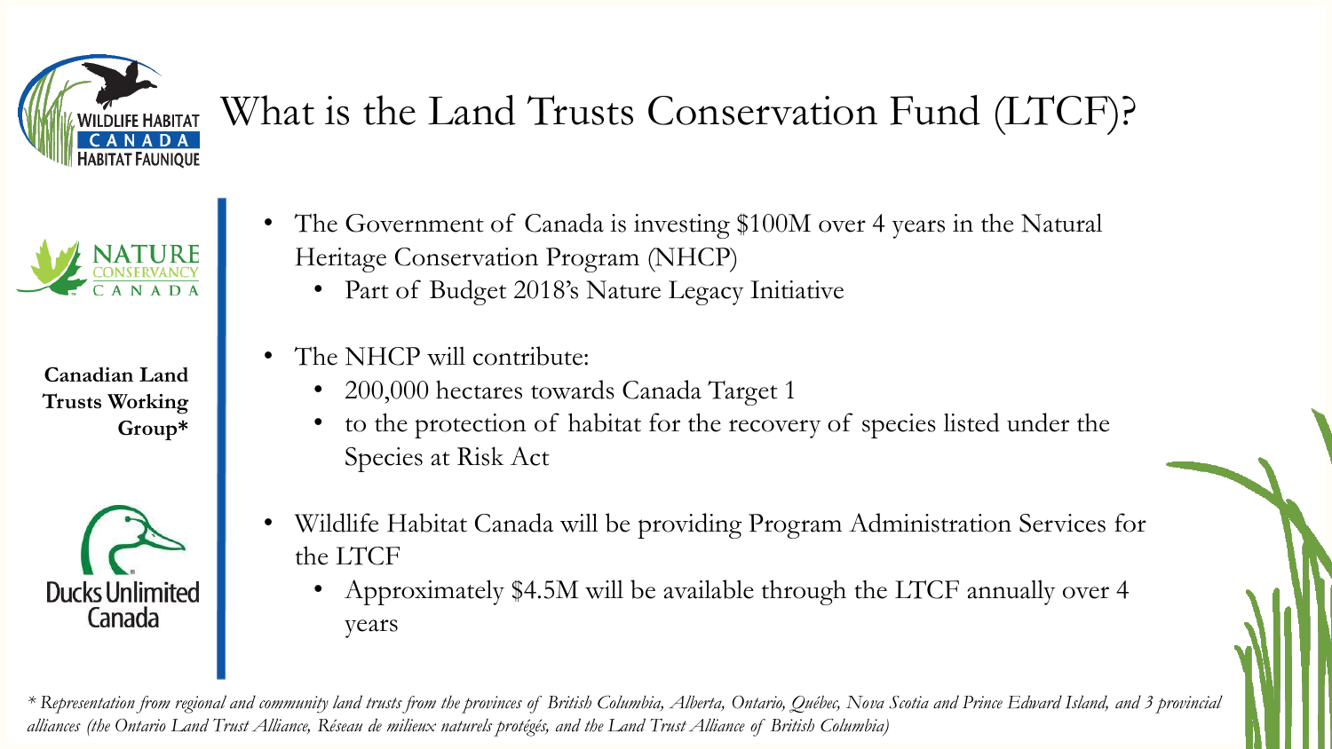# What is the Land Trusts Conservation Fund (LTCF)?

**Canadian Land Trusts Working Group***

- The Government of Canada is investing $100M over 4 years in the Natural Heritage Conservation Program (NHCP)
  - Part of Budget 2018's Nature Legacy Initiative
- The NHCP will contribute:
  - 200,000 hectares towards Canada Target 1
  - to the protection of habitat for the recovery of species listed under the Species at Risk Act
- Wildlife Habitat Canada will be providing Program Administration Services for the LTCF
  - Approximately $4.5M will be available through the LTCF annually over 4 years

*\* Representation from regional and community land trusts from the provinces of British Columbia, Alberta, Ontario, Québec, Nova Scotia and Prince Edward Island, and 3 provincial alliances (the Ontario Land Trust Alliance, Réseau de milieux naturels protégés, and the Land Trust Alliance of British Columbia)*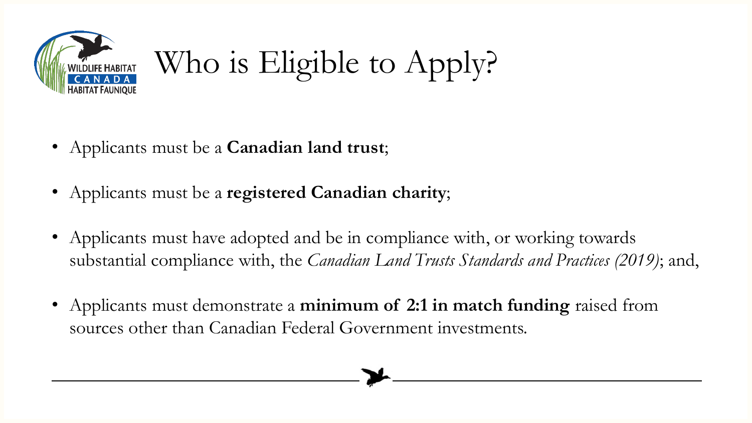# Who is Eligible to Apply?

- Applicants must be a **Canadian land trust**;
- Applicants must be a **registered Canadian charity**;
- Applicants must have adopted and be in compliance with, or working towards substantial compliance with, the *Canadian Land Trusts Standards and Practices (2019)*; and,
- Applicants must demonstrate a **minimum of 2:1 in match funding** raised from sources other than Canadian Federal Government investments.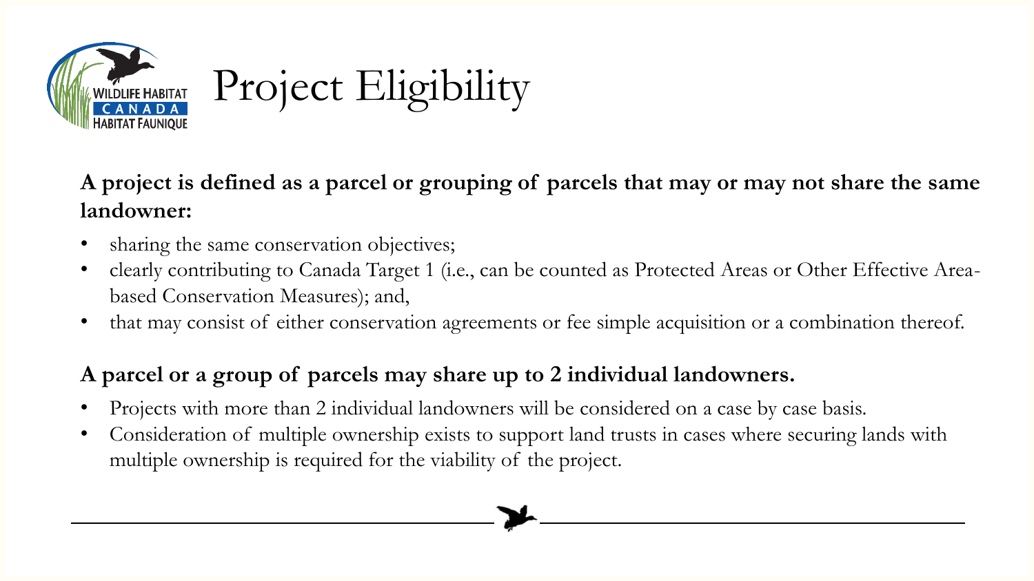# Project Eligibility

**A project is defined as a parcel or grouping of parcels that may or may not share the same landowner:**

- sharing the same conservation objectives;
- clearly contributing to Canada Target 1 (i.e., can be counted as Protected Areas or Other Effective Area-based Conservation Measures); and,
- that may consist of either conservation agreements or fee simple acquisition or a combination thereof.

**A parcel or a group of parcels may share up to 2 individual landowners.**

- Projects with more than 2 individual landowners will be considered on a case by case basis.
- Consideration of multiple ownership exists to support land trusts in cases where securing lands with multiple ownership is required for the viability of the project.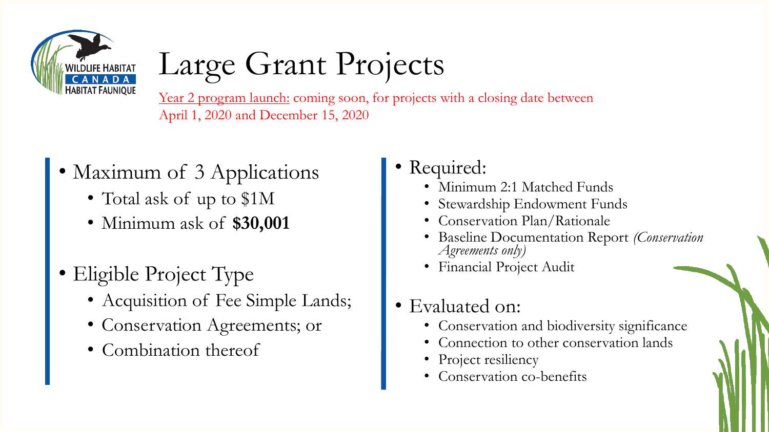# Large Grant Projects

Year 2 program launch: coming soon, for projects with a closing date between April 1, 2020 and December 15, 2020

- Maximum of 3 Applications
  - Total ask of up to $1M
  - Minimum ask of **$30,001**
- Eligible Project Type
  - Acquisition of Fee Simple Lands;
  - Conservation Agreements; or
  - Combination thereof

- Required:
  - Minimum 2:1 Matched Funds
  - Stewardship Endowment Funds
  - Conservation Plan/Rationale
  - Baseline Documentation Report *(Conservation Agreements only)*
  - Financial Project Audit
- Evaluated on:
  - Conservation and biodiversity significance
  - Connection to other conservation lands
  - Project resiliency
  - Conservation co-benefits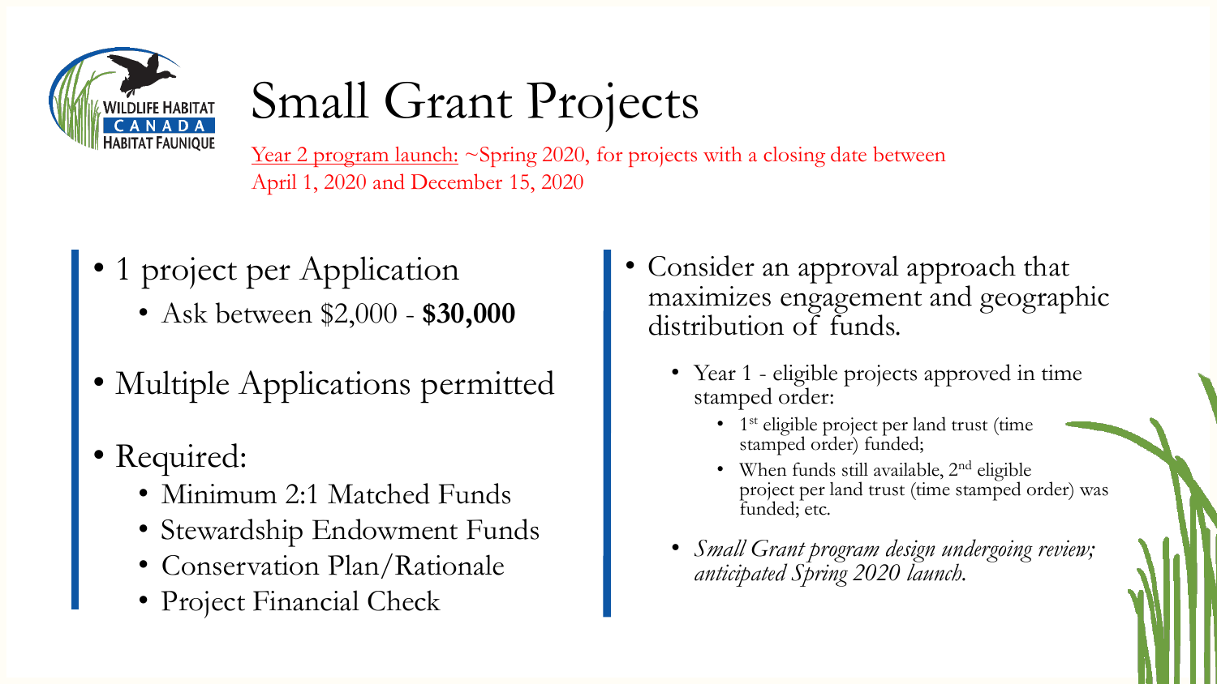# Small Grant Projects

Year 2 program launch: ~Spring 2020, for projects with a closing date between April 1, 2020 and December 15, 2020

- 1 project per Application
  - Ask between $2,000 - **$30,000**
- Multiple Applications permitted
- Required:
  - Minimum 2:1 Matched Funds
  - Stewardship Endowment Funds
  - Conservation Plan/Rationale
  - Project Financial Check

- Consider an approval approach that maximizes engagement and geographic distribution of funds.
  - Year 1 - eligible projects approved in time stamped order:
    - 1st eligible project per land trust (time stamped order) funded;
    - When funds still available, 2nd eligible project per land trust (time stamped order) was funded; etc.
  - *Small Grant program design undergoing review; anticipated Spring 2020 launch.*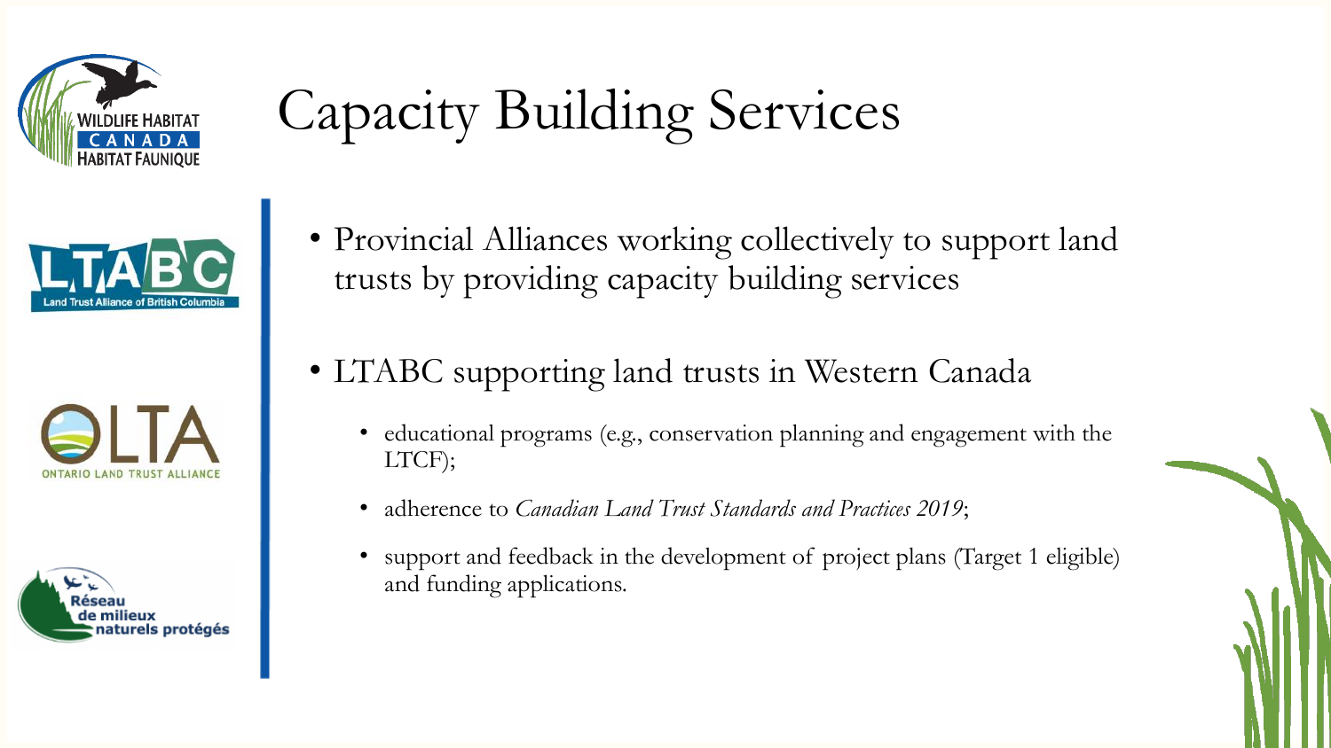# Capacity Building Services

- Provincial Alliances working collectively to support land trusts by providing capacity building services

- LTABC supporting land trusts in Western Canada
  - educational programs (e.g., conservation planning and engagement with the LTCF);
  - adherence to *Canadian Land Trust Standards and Practices 2019*;
  - support and feedback in the development of project plans (Target 1 eligible) and funding applications.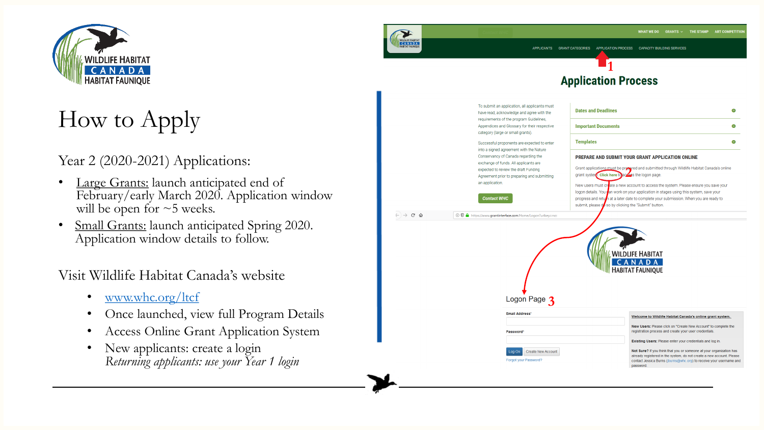# How to Apply

Year 2 (2020-2021) Applications:

- Large Grants: launch anticipated end of February/early March 2020. Application window will be open for ~5 weeks.
- Small Grants: launch anticipated Spring 2020. Application window details to follow.

Visit Wildlife Habitat Canada's website

- www.whc.org/ltcf
- Once launched, view full Program Details
- Access Online Grant Application System
- New applicants: create a login
  *Returning applicants: use your Year 1 login*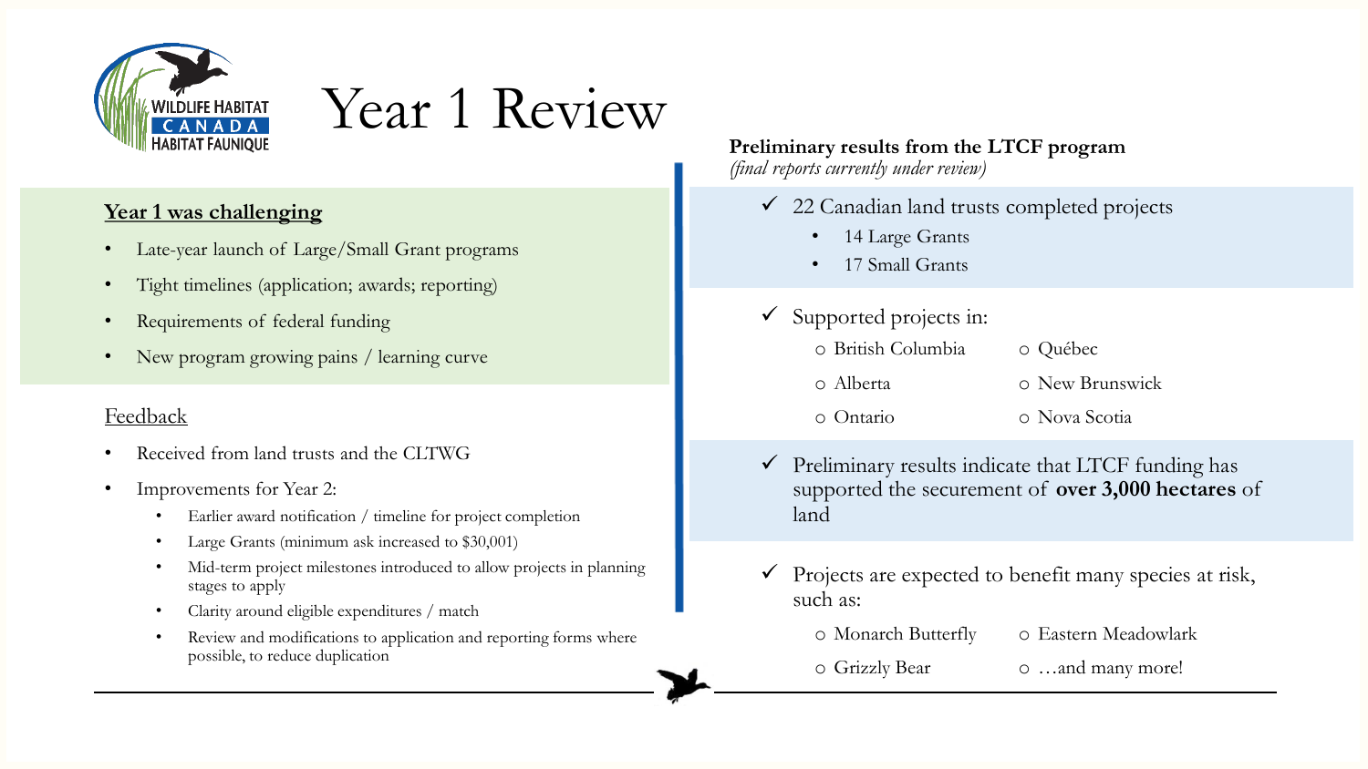# Year 1 Review

**Year 1 was challenging**

- Late-year launch of Large/Small Grant programs
- Tight timelines (application; awards; reporting)
- Requirements of federal funding
- New program growing pains / learning curve

Feedback

- Received from land trusts and the CLTWG
- Improvements for Year 2:
  - Earlier award notification / timeline for project completion
  - Large Grants (minimum ask increased to $30,001)
  - Mid-term project milestones introduced to allow projects in planning stages to apply
  - Clarity around eligible expenditures / match
  - Review and modifications to application and reporting forms where possible, to reduce duplication

**Preliminary results from the LTCF program**
*(final reports currently under review)*

- ✓ 22 Canadian land trusts completed projects
  - 14 Large Grants
  - 17 Small Grants
- ✓ Supported projects in:
  - British Columbia
  - Alberta
  - Ontario
  - Québec
  - New Brunswick
  - Nova Scotia
- ✓ Preliminary results indicate that LTCF funding has supported the securement of **over 3,000 hectares** of land
- ✓ Projects are expected to benefit many species at risk, such as:
  - Monarch Butterfly
  - Grizzly Bear
  - Eastern Meadowlark
  - …and many more!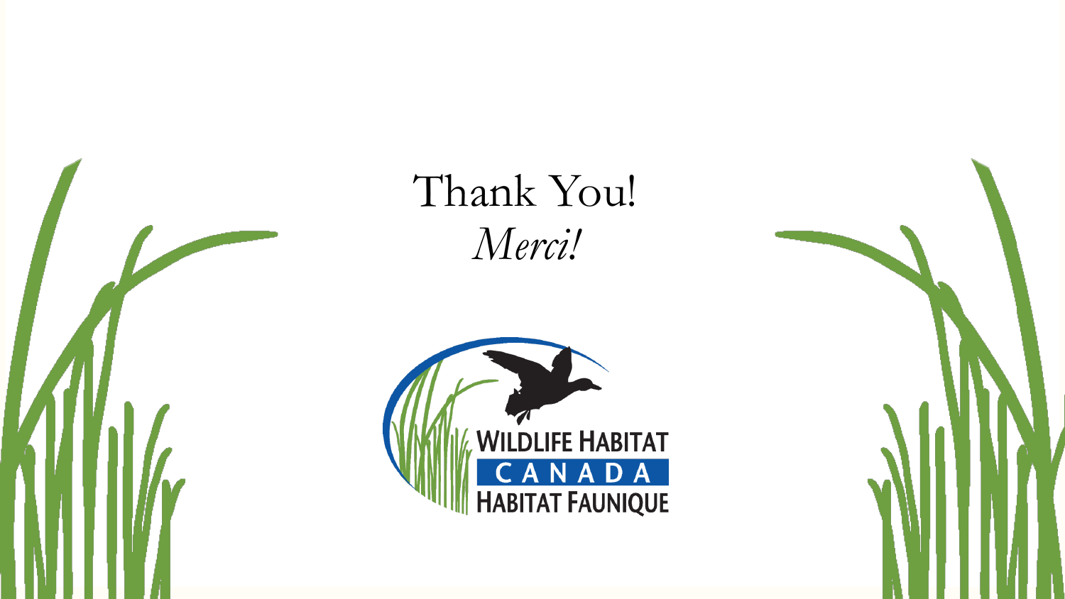# Thank You!

*Merci!*

WILDLIFE HABITAT CANADA HABITAT FAUNIQUE